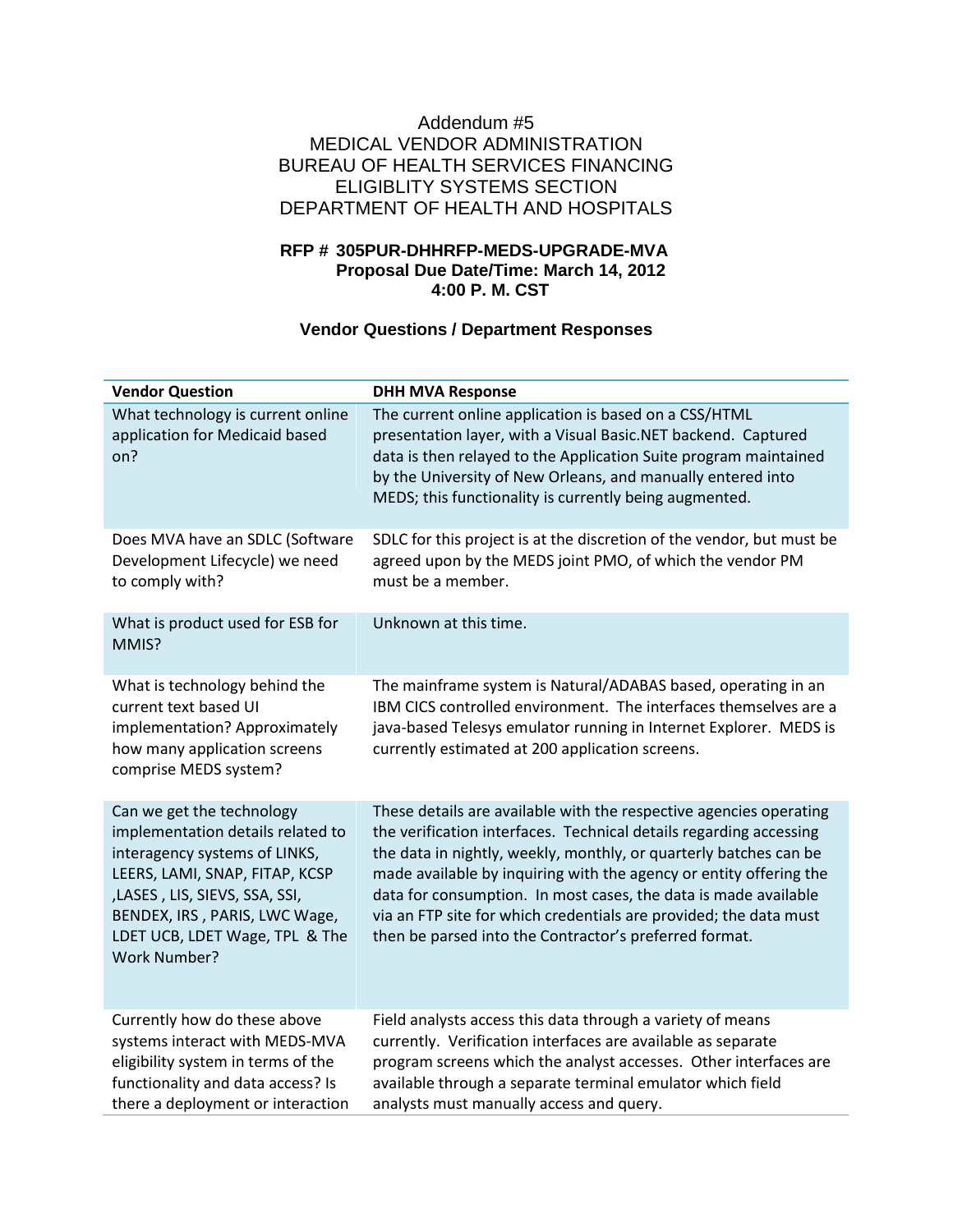Addendum #5
MEDICAL VENDOR ADMINISTRATION
BUREAU OF HEALTH SERVICES FINANCING
ELIGIBLITY SYSTEMS SECTION
DEPARTMENT OF HEALTH AND HOSPITALS

**RFP # 305PUR-DHHRFP-MEDS-UPGRADE-MVA**
**Proposal Due Date/Time: March 14, 2012**
**4:00 P. M. CST**

**Vendor Questions / Department Responses**

| Vendor Question | DHH MVA Response |
|---|---|
| What technology is current online application for Medicaid based on? | The current online application is based on a CSS/HTML presentation layer, with a Visual Basic.NET backend. Captured data is then relayed to the Application Suite program maintained by the University of New Orleans, and manually entered into MEDS; this functionality is currently being augmented. |
| Does MVA have an SDLC (Software Development Lifecycle) we need to comply with? | SDLC for this project is at the discretion of the vendor, but must be agreed upon by the MEDS joint PMO, of which the vendor PM must be a member. |
| What is product used for ESB for MMIS? | Unknown at this time. |
| What is technology behind the current text based UI implementation? Approximately how many application screens comprise MEDS system? | The mainframe system is Natural/ADABAS based, operating in an IBM CICS controlled environment. The interfaces themselves are a java-based Telesys emulator running in Internet Explorer. MEDS is currently estimated at 200 application screens. |
| Can we get the technology implementation details related to interagency systems of LINKS, LEERS, LAMI, SNAP, FITAP, KCSP ,LASES , LIS, SIEVS, SSA, SSI, BENDEX, IRS , PARIS, LWC Wage, LDET UCB, LDET Wage, TPL & The Work Number? | These details are available with the respective agencies operating the verification interfaces. Technical details regarding accessing the data in nightly, weekly, monthly, or quarterly batches can be made available by inquiring with the agency or entity offering the data for consumption. In most cases, the data is made available via an FTP site for which credentials are provided; the data must then be parsed into the Contractor's preferred format. |
| Currently how do these above systems interact with MEDS-MVA eligibility system in terms of the functionality and data access? Is there a deployment or interaction | Field analysts access this data through a variety of means currently. Verification interfaces are available as separate program screens which the analyst accesses. Other interfaces are available through a separate terminal emulator which field analysts must manually access and query. |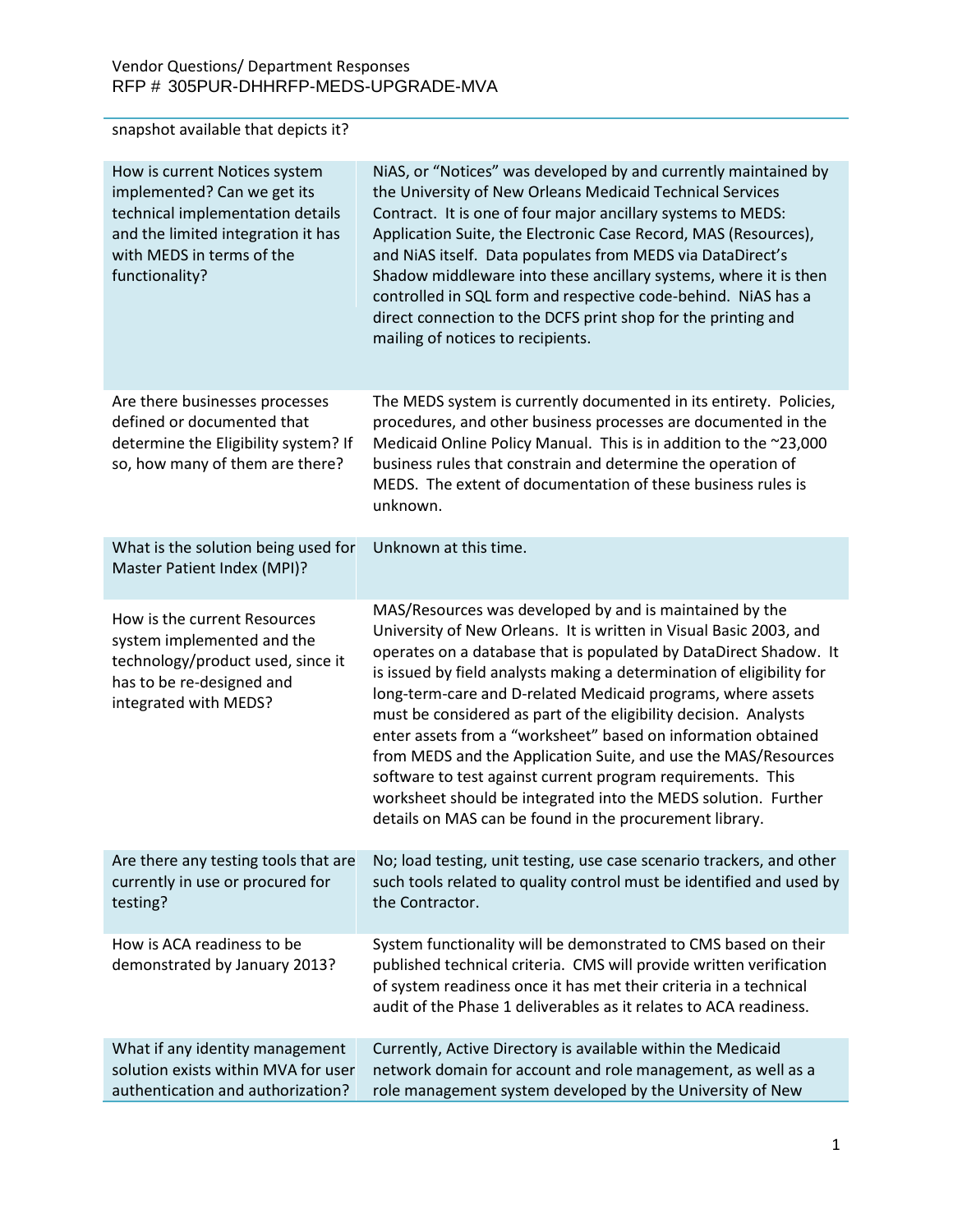snapshot available that depicts it?

| | |
|---|---|
| How is current Notices system implemented? Can we get its technical implementation details and the limited integration it has with MEDS in terms of the functionality? | NiAS, or "Notices" was developed by and currently maintained by the University of New Orleans Medicaid Technical Services Contract. It is one of four major ancillary systems to MEDS: Application Suite, the Electronic Case Record, MAS (Resources), and NiAS itself. Data populates from MEDS via DataDirect's Shadow middleware into these ancillary systems, where it is then controlled in SQL form and respective code-behind. NiAS has a direct connection to the DCFS print shop for the printing and mailing of notices to recipients. |
| Are there businesses processes defined or documented that determine the Eligibility system? If so, how many of them are there? | The MEDS system is currently documented in its entirety. Policies, procedures, and other business processes are documented in the Medicaid Online Policy Manual. This is in addition to the ~23,000 business rules that constrain and determine the operation of MEDS. The extent of documentation of these business rules is unknown. |
| What is the solution being used for Master Patient Index (MPI)? | Unknown at this time. |
| How is the current Resources system implemented and the technology/product used, since it has to be re-designed and integrated with MEDS? | MAS/Resources was developed by and is maintained by the University of New Orleans. It is written in Visual Basic 2003, and operates on a database that is populated by DataDirect Shadow. It is issued by field analysts making a determination of eligibility for long-term-care and D-related Medicaid programs, where assets must be considered as part of the eligibility decision. Analysts enter assets from a "worksheet" based on information obtained from MEDS and the Application Suite, and use the MAS/Resources software to test against current program requirements. This worksheet should be integrated into the MEDS solution. Further details on MAS can be found in the procurement library. |
| Are there any testing tools that are currently in use or procured for testing? | No; load testing, unit testing, use case scenario trackers, and other such tools related to quality control must be identified and used by the Contractor. |
| How is ACA readiness to be demonstrated by January 2013? | System functionality will be demonstrated to CMS based on their published technical criteria. CMS will provide written verification of system readiness once it has met their criteria in a technical audit of the Phase 1 deliverables as it relates to ACA readiness. |
| What if any identity management solution exists within MVA for user authentication and authorization? | Currently, Active Directory is available within the Medicaid network domain for account and role management, as well as a role management system developed by the University of New |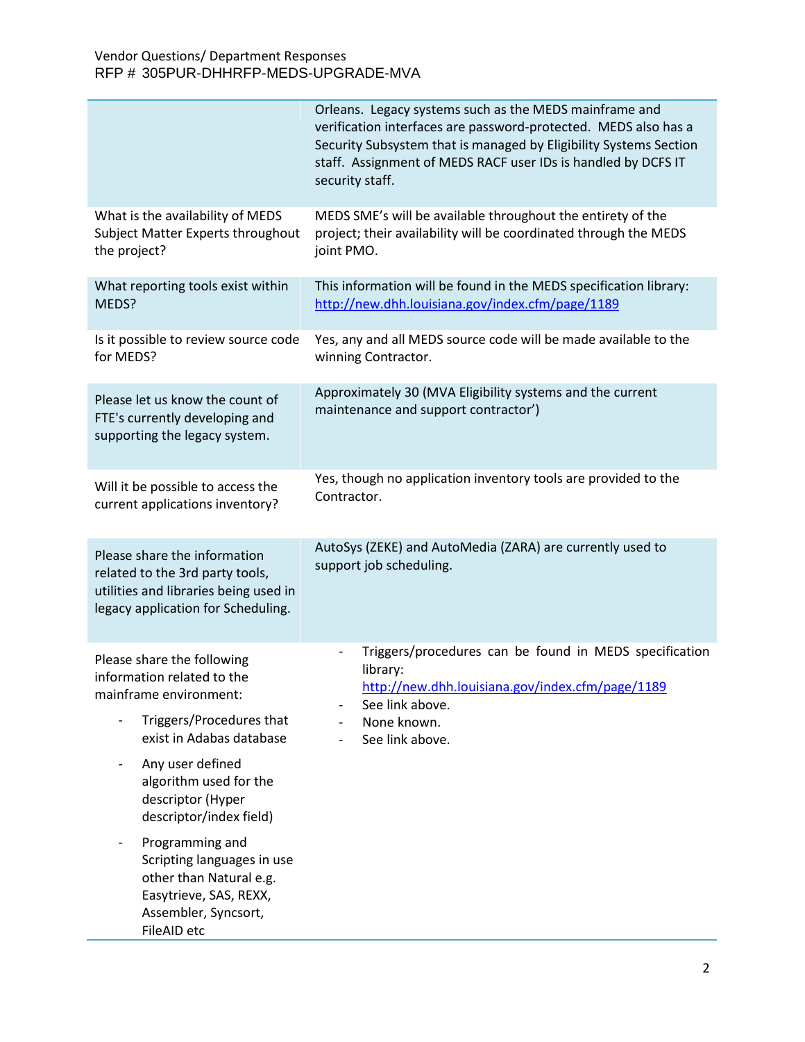| | |
|---|---|
| | Orleans. Legacy systems such as the MEDS mainframe and verification interfaces are password-protected. MEDS also has a Security Subsystem that is managed by Eligibility Systems Section staff. Assignment of MEDS RACF user IDs is handled by DCFS IT security staff. |
| What is the availability of MEDS Subject Matter Experts throughout the project? | MEDS SME's will be available throughout the entirety of the project; their availability will be coordinated through the MEDS joint PMO. |
| What reporting tools exist within MEDS? | This information will be found in the MEDS specification library: http://new.dhh.louisiana.gov/index.cfm/page/1189 |
| Is it possible to review source code for MEDS? | Yes, any and all MEDS source code will be made available to the winning Contractor. |
| Please let us know the count of FTE's currently developing and supporting the legacy system. | Approximately 30 (MVA Eligibility systems and the current maintenance and support contractor') |
| Will it be possible to access the current applications inventory? | Yes, though no application inventory tools are provided to the Contractor. |
| Please share the information related to the 3rd party tools, utilities and libraries being used in legacy application for Scheduling. | AutoSys (ZEKE) and AutoMedia (ZARA) are currently used to support job scheduling. |
| Please share the following information related to the mainframe environment:<br>- Triggers/Procedures that exist in Adabas database<br>- Any user defined algorithm used for the descriptor (Hyper descriptor/index field)<br>- Programming and Scripting languages in use other than Natural e.g. Easytrieve, SAS, REXX, Assembler, Syncsort, FileAID etc | - Triggers/procedures can be found in MEDS specification library: http://new.dhh.louisiana.gov/index.cfm/page/1189<br>- See link above.<br>- None known.<br>- See link above. |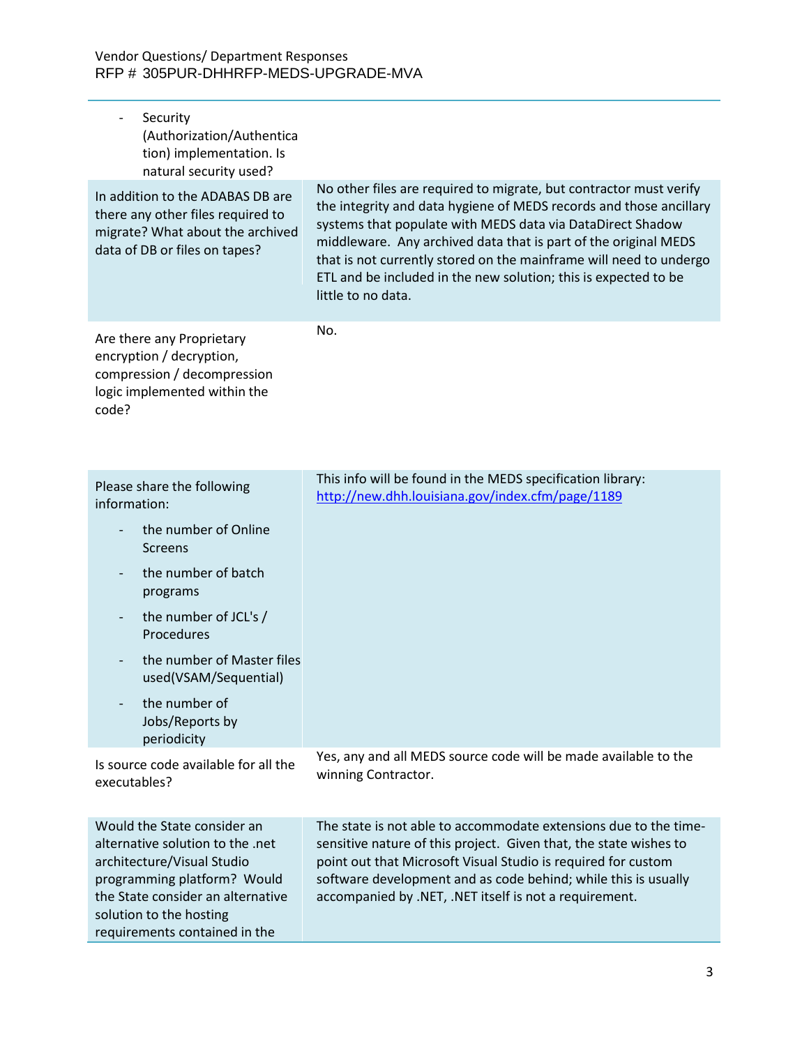| Question | Response |
|---|---|
| - Security (Authorization/Authentication) implementation. Is natural security used? | |
| In addition to the ADABAS DB are there any other files required to migrate? What about the archived data of DB or files on tapes? | No other files are required to migrate, but contractor must verify the integrity and data hygiene of MEDS records and those ancillary systems that populate with MEDS data via DataDirect Shadow middleware. Any archived data that is part of the original MEDS that is not currently stored on the mainframe will need to undergo ETL and be included in the new solution; this is expected to be little to no data. |
| Are there any Proprietary encryption / decryption, compression / decompression logic implemented within the code? | No. |
| Please share the following information:<br>- the number of Online Screens<br>- the number of batch programs<br>- the number of JCL's / Procedures<br>- the number of Master files used(VSAM/Sequential)<br>- the number of Jobs/Reports by periodicity | This info will be found in the MEDS specification library: http://new.dhh.louisiana.gov/index.cfm/page/1189 |
| Is source code available for all the executables? | Yes, any and all MEDS source code will be made available to the winning Contractor. |
| Would the State consider an alternative solution to the .net architecture/Visual Studio programming platform? Would the State consider an alternative solution to the hosting requirements contained in the | The state is not able to accommodate extensions due to the time-sensitive nature of this project. Given that, the state wishes to point out that Microsoft Visual Studio is required for custom software development and as code behind; while this is usually accompanied by .NET, .NET itself is not a requirement. |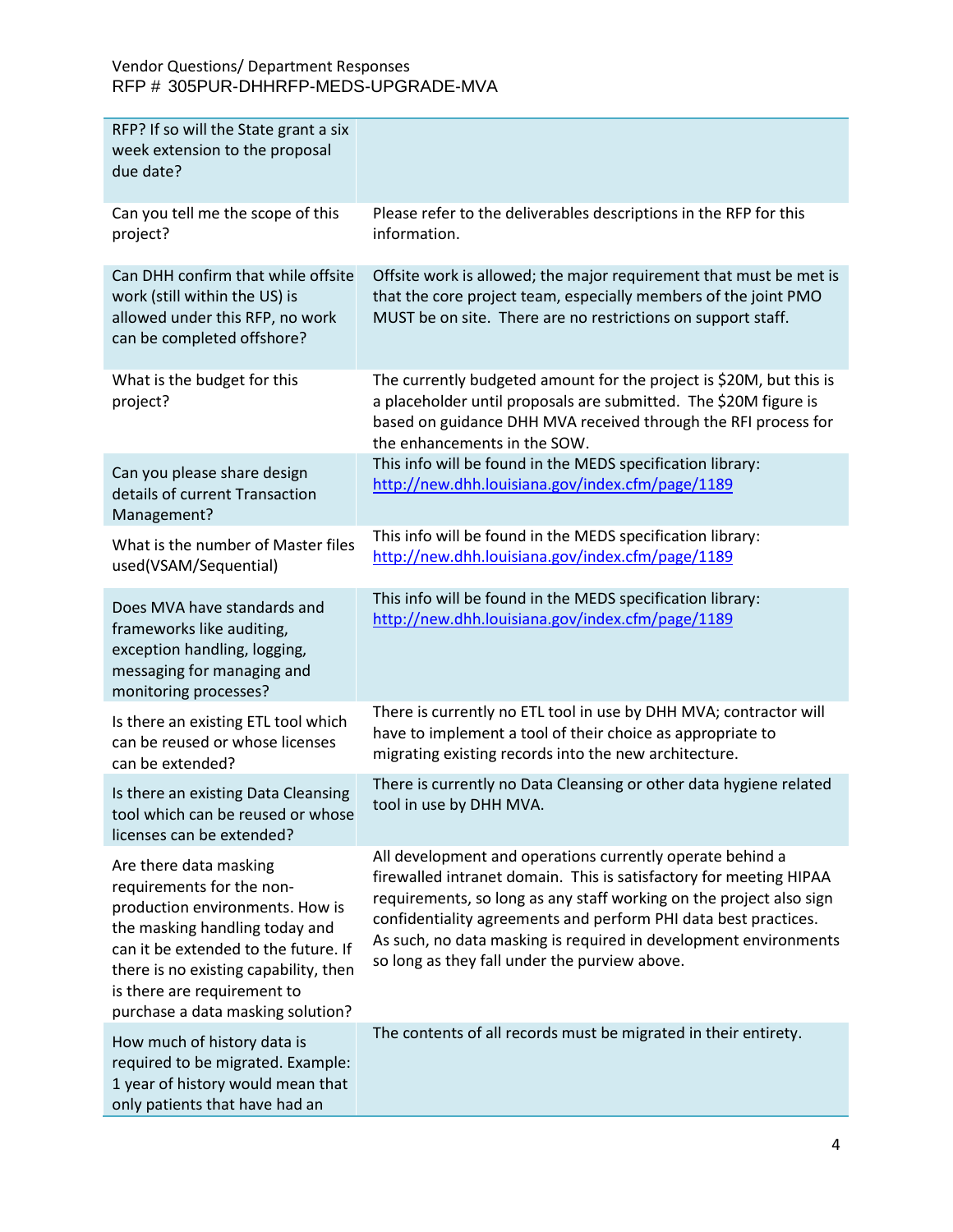| | |
|---|---|
| RFP? If so will the State grant a six week extension to the proposal due date? | |
| Can you tell me the scope of this project? | Please refer to the deliverables descriptions in the RFP for this information. |
| Can DHH confirm that while offsite work (still within the US) is allowed under this RFP, no work can be completed offshore? | Offsite work is allowed; the major requirement that must be met is that the core project team, especially members of the joint PMO MUST be on site. There are no restrictions on support staff. |
| What is the budget for this project? | The currently budgeted amount for the project is $20M, but this is a placeholder until proposals are submitted. The $20M figure is based on guidance DHH MVA received through the RFI process for the enhancements in the SOW. |
| Can you please share design details of current Transaction Management? | This info will be found in the MEDS specification library: http://new.dhh.louisiana.gov/index.cfm/page/1189 |
| What is the number of Master files used(VSAM/Sequential) | This info will be found in the MEDS specification library: http://new.dhh.louisiana.gov/index.cfm/page/1189 |
| Does MVA have standards and frameworks like auditing, exception handling, logging, messaging for managing and monitoring processes? | This info will be found in the MEDS specification library: http://new.dhh.louisiana.gov/index.cfm/page/1189 |
| Is there an existing ETL tool which can be reused or whose licenses can be extended? | There is currently no ETL tool in use by DHH MVA; contractor will have to implement a tool of their choice as appropriate to migrating existing records into the new architecture. |
| Is there an existing Data Cleansing tool which can be reused or whose licenses can be extended? | There is currently no Data Cleansing or other data hygiene related tool in use by DHH MVA. |
| Are there data masking requirements for the non-production environments. How is the masking handling today and can it be extended to the future. If there is no existing capability, then is there are requirement to purchase a data masking solution? | All development and operations currently operate behind a firewalled intranet domain. This is satisfactory for meeting HIPAA requirements, so long as any staff working on the project also sign confidentiality agreements and perform PHI data best practices. As such, no data masking is required in development environments so long as they fall under the purview above. |
| How much of history data is required to be migrated. Example: 1 year of history would mean that only patients that have had an | The contents of all records must be migrated in their entirety. |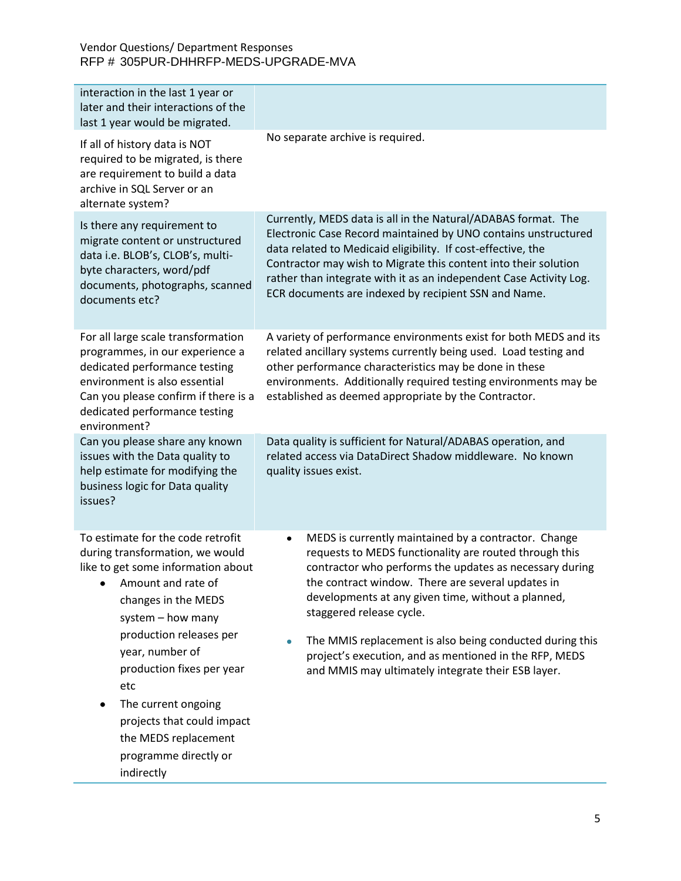| | |
|---|---|
| interaction in the last 1 year or later and their interactions of the last 1 year would be migrated. | |
| If all of history data is NOT required to be migrated, is there are requirement to build a data archive in SQL Server or an alternate system? | No separate archive is required. |
| Is there any requirement to migrate content or unstructured data i.e. BLOB's, CLOB's, multi-byte characters, word/pdf documents, photographs, scanned documents etc? | Currently, MEDS data is all in the Natural/ADABAS format. The Electronic Case Record maintained by UNO contains unstructured data related to Medicaid eligibility. If cost-effective, the Contractor may wish to Migrate this content into their solution rather than integrate with it as an independent Case Activity Log. ECR documents are indexed by recipient SSN and Name. |
| For all large scale transformation programmes, in our experience a dedicated performance testing environment is also essential Can you please confirm if there is a dedicated performance testing environment? | A variety of performance environments exist for both MEDS and its related ancillary systems currently being used. Load testing and other performance characteristics may be done in these environments. Additionally required testing environments may be established as deemed appropriate by the Contractor. |
| Can you please share any known issues with the Data quality to help estimate for modifying the business logic for Data quality issues? | Data quality is sufficient for Natural/ADABAS operation, and related access via DataDirect Shadow middleware. No known quality issues exist. |
| To estimate for the code retrofit during transformation, we would like to get some information about<br>• Amount and rate of changes in the MEDS system – how many production releases per year, number of production fixes per year etc<br>• The current ongoing projects that could impact the MEDS replacement programme directly or indirectly | • MEDS is currently maintained by a contractor. Change requests to MEDS functionality are routed through this contractor who performs the updates as necessary during the contract window. There are several updates in developments at any given time, without a planned, staggered release cycle.<br>• The MMIS replacement is also being conducted during this project's execution, and as mentioned in the RFP, MEDS and MMIS may ultimately integrate their ESB layer. |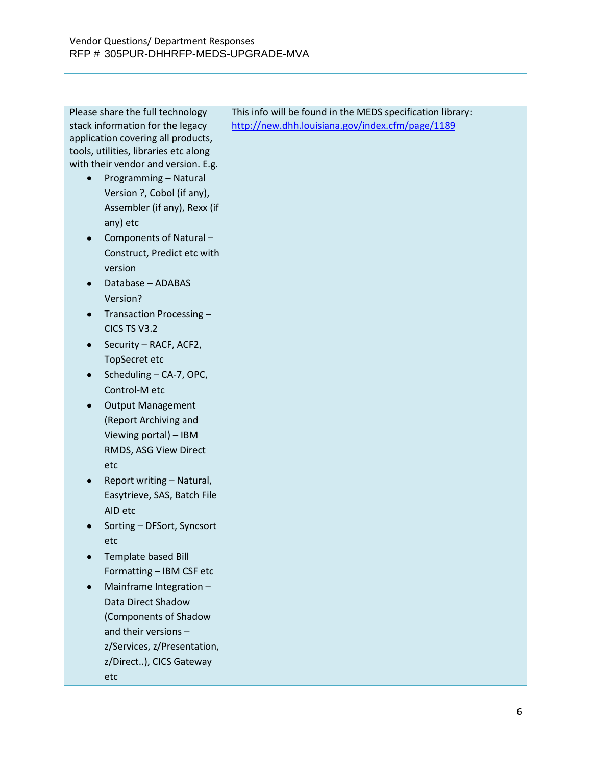| Please share the full technology stack information for the legacy application covering all products, tools, utilities, libraries etc along with their vendor and version. E.g.<br>• Programming – Natural Version ?, Cobol (if any), Assembler (if any), Rexx (if any) etc<br>• Components of Natural – Construct, Predict etc with version<br>• Database – ADABAS Version?<br>• Transaction Processing – CICS TS V3.2<br>• Security – RACF, ACF2, TopSecret etc<br>• Scheduling – CA-7, OPC, Control-M etc<br>• Output Management (Report Archiving and Viewing portal) – IBM RMDS, ASG View Direct etc<br>• Report writing – Natural, Easytrieve, SAS, Batch File AID etc<br>• Sorting – DFSort, Syncsort etc<br>• Template based Bill Formatting – IBM CSF etc<br>• Mainframe Integration – Data Direct Shadow (Components of Shadow and their versions – z/Services, z/Presentation, z/Direct..), CICS Gateway etc | This info will be found in the MEDS specification library: [http://new.dhh.louisiana.gov/index.cfm/page/1189](http://new.dhh.louisiana.gov/index.cfm/page/1189) |
|---|---|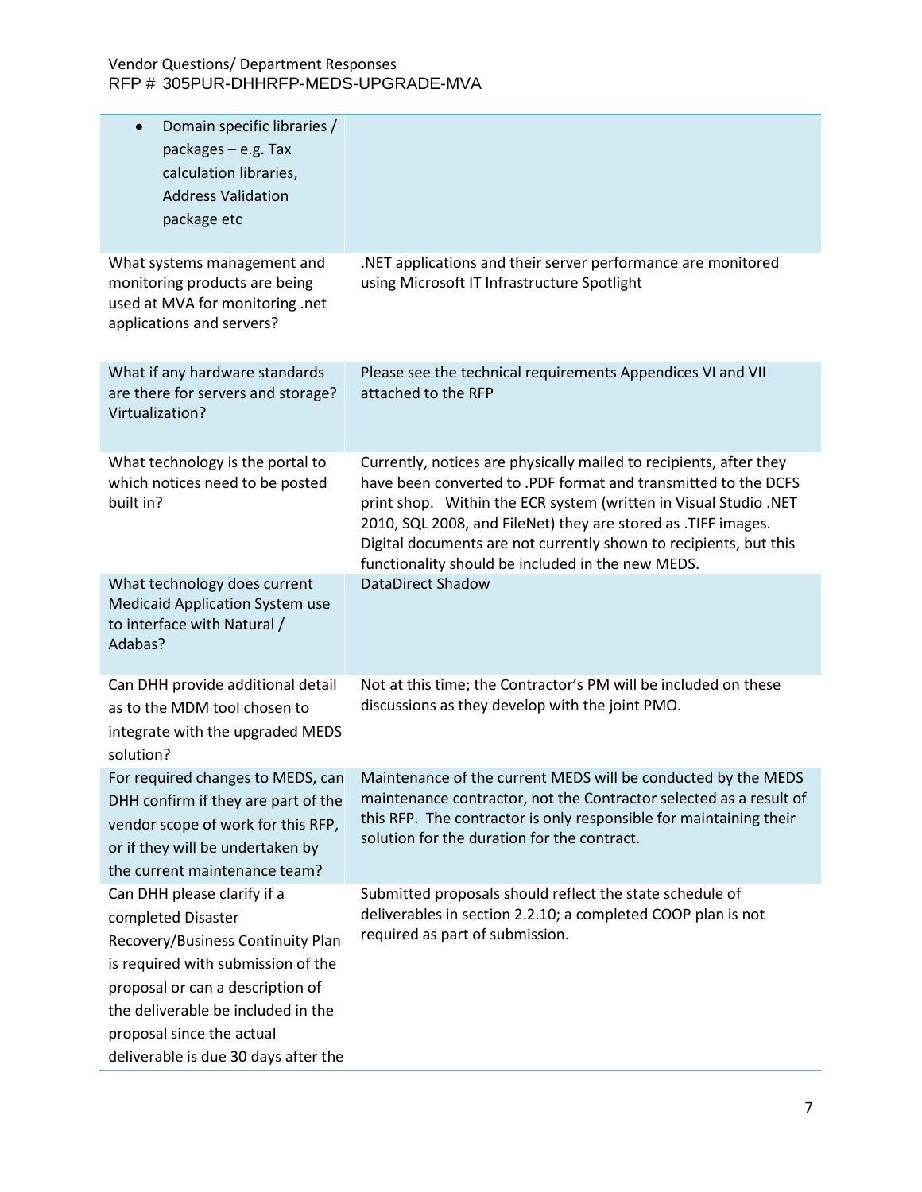| | |
|---|---|
| • Domain specific libraries / packages – e.g. Tax calculation libraries, Address Validation package etc | |
| What systems management and monitoring products are being used at MVA for monitoring .net applications and servers? | .NET applications and their server performance are monitored using Microsoft IT Infrastructure Spotlight |
| What if any hardware standards are there for servers and storage? Virtualization? | Please see the technical requirements Appendices VI and VII attached to the RFP |
| What technology is the portal to which notices need to be posted built in? | Currently, notices are physically mailed to recipients, after they have been converted to .PDF format and transmitted to the DCFS print shop. Within the ECR system (written in Visual Studio .NET 2010, SQL 2008, and FileNet) they are stored as .TIFF images. Digital documents are not currently shown to recipients, but this functionality should be included in the new MEDS. |
| What technology does current Medicaid Application System use to interface with Natural / Adabas? | DataDirect Shadow |
| Can DHH provide additional detail as to the MDM tool chosen to integrate with the upgraded MEDS solution? | Not at this time; the Contractor's PM will be included on these discussions as they develop with the joint PMO. |
| For required changes to MEDS, can DHH confirm if they are part of the vendor scope of work for this RFP, or if they will be undertaken by the current maintenance team? | Maintenance of the current MEDS will be conducted by the MEDS maintenance contractor, not the Contractor selected as a result of this RFP. The contractor is only responsible for maintaining their solution for the duration for the contract. |
| Can DHH please clarify if a completed Disaster Recovery/Business Continuity Plan is required with submission of the proposal or can a description of the deliverable be included in the proposal since the actual deliverable is due 30 days after the | Submitted proposals should reflect the state schedule of deliverables in section 2.2.10; a completed COOP plan is not required as part of submission. |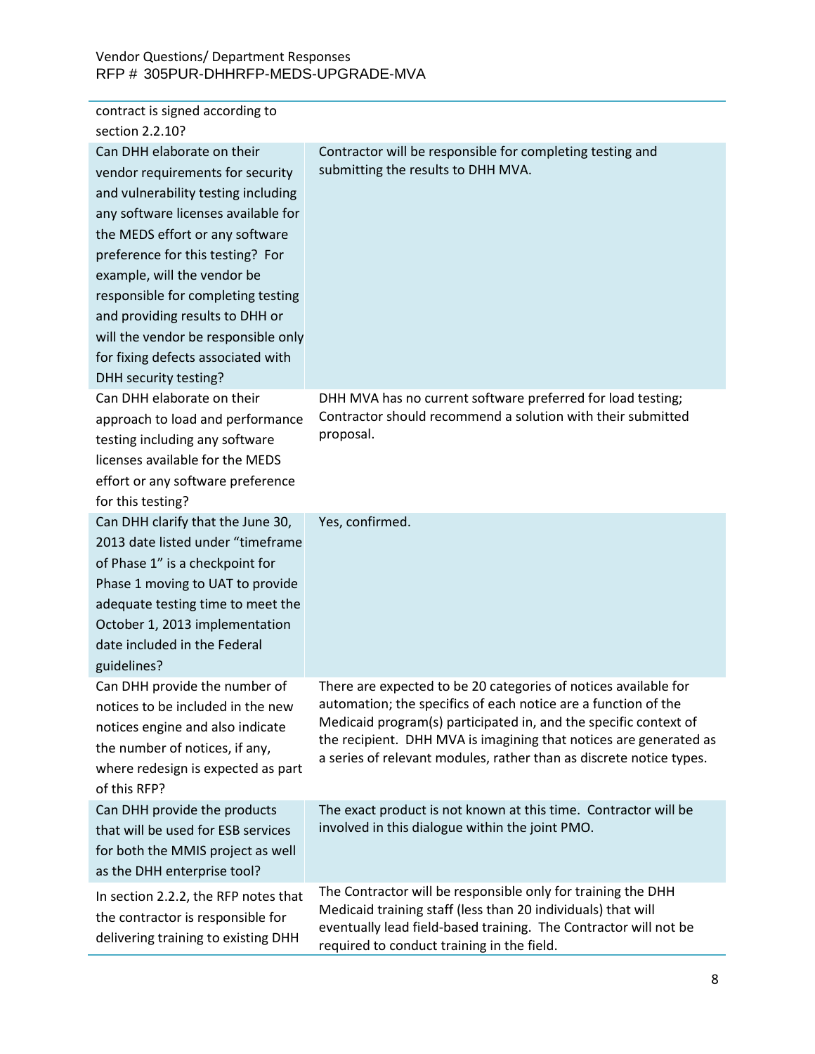| | |
|---|---|
| contract is signed according to section 2.2.10? | |
| Can DHH elaborate on their vendor requirements for security and vulnerability testing including any software licenses available for the MEDS effort or any software preference for this testing? For example, will the vendor be responsible for completing testing and providing results to DHH or will the vendor be responsible only for fixing defects associated with DHH security testing? | Contractor will be responsible for completing testing and submitting the results to DHH MVA. |
| Can DHH elaborate on their approach to load and performance testing including any software licenses available for the MEDS effort or any software preference for this testing? | DHH MVA has no current software preferred for load testing; Contractor should recommend a solution with their submitted proposal. |
| Can DHH clarify that the June 30, 2013 date listed under "timeframe of Phase 1" is a checkpoint for Phase 1 moving to UAT to provide adequate testing time to meet the October 1, 2013 implementation date included in the Federal guidelines? | Yes, confirmed. |
| Can DHH provide the number of notices to be included in the new notices engine and also indicate the number of notices, if any, where redesign is expected as part of this RFP? | There are expected to be 20 categories of notices available for automation; the specifics of each notice are a function of the Medicaid program(s) participated in, and the specific context of the recipient. DHH MVA is imagining that notices are generated as a series of relevant modules, rather than as discrete notice types. |
| Can DHH provide the products that will be used for ESB services for both the MMIS project as well as the DHH enterprise tool? | The exact product is not known at this time. Contractor will be involved in this dialogue within the joint PMO. |
| In section 2.2.2, the RFP notes that the contractor is responsible for delivering training to existing DHH | The Contractor will be responsible only for training the DHH Medicaid training staff (less than 20 individuals) that will eventually lead field-based training. The Contractor will not be required to conduct training in the field. |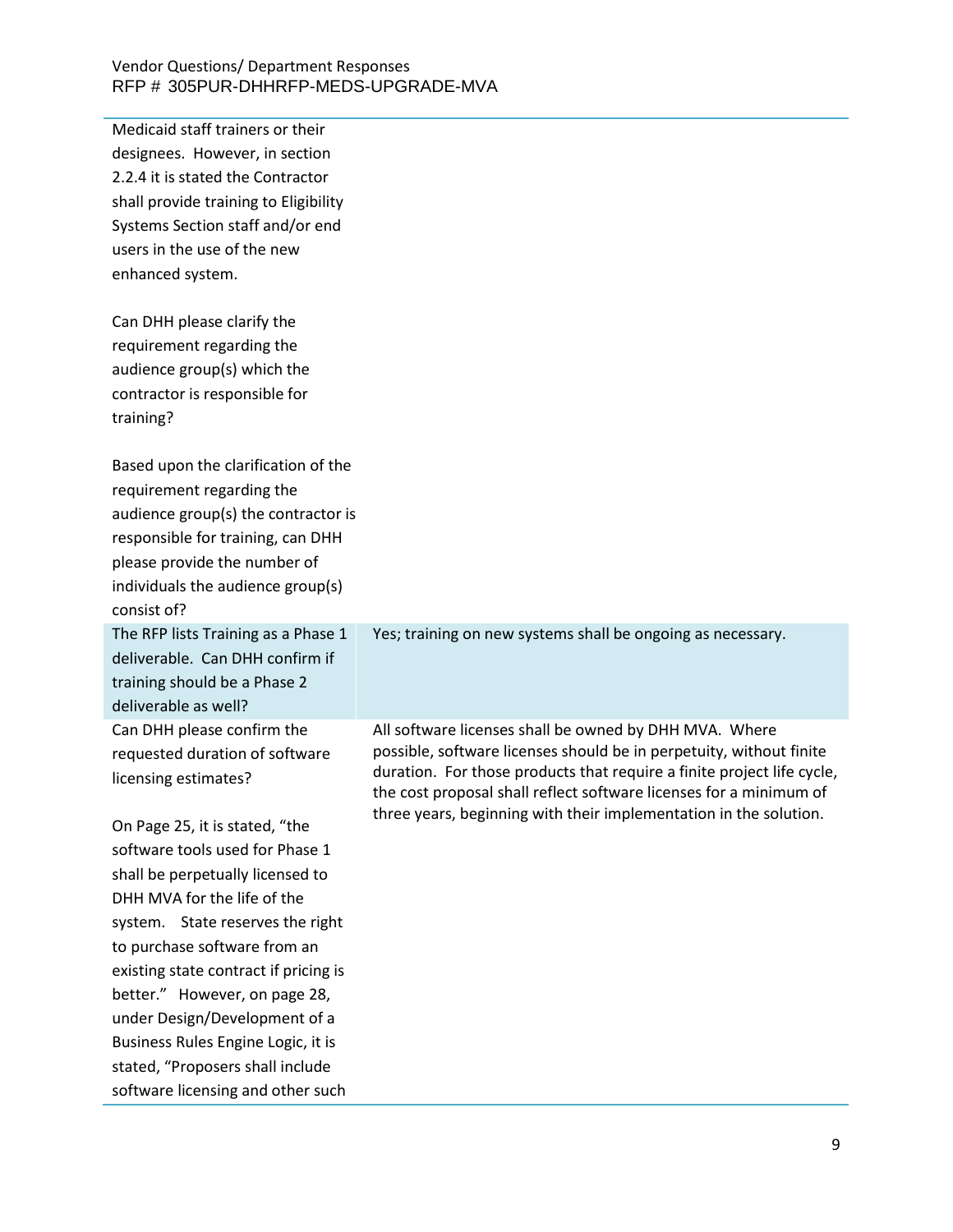| | |
|---|---|
| Medicaid staff trainers or their designees. However, in section 2.2.4 it is stated the Contractor shall provide training to Eligibility Systems Section staff and/or end users in the use of the new enhanced system.<br><br>Can DHH please clarify the requirement regarding the audience group(s) which the contractor is responsible for training?<br><br>Based upon the clarification of the requirement regarding the audience group(s) the contractor is responsible for training, can DHH please provide the number of individuals the audience group(s) consist of? | |
| The RFP lists Training as a Phase 1 deliverable. Can DHH confirm if training should be a Phase 2 deliverable as well? | Yes; training on new systems shall be ongoing as necessary. |
| Can DHH please confirm the requested duration of software licensing estimates?<br><br>On Page 25, it is stated, "the software tools used for Phase 1 shall be perpetually licensed to DHH MVA for the life of the system. State reserves the right to purchase software from an existing state contract if pricing is better." However, on page 28, under Design/Development of a Business Rules Engine Logic, it is stated, "Proposers shall include software licensing and other such | All software licenses shall be owned by DHH MVA. Where possible, software licenses should be in perpetuity, without finite duration. For those products that require a finite project life cycle, the cost proposal shall reflect software licenses for a minimum of three years, beginning with their implementation in the solution. |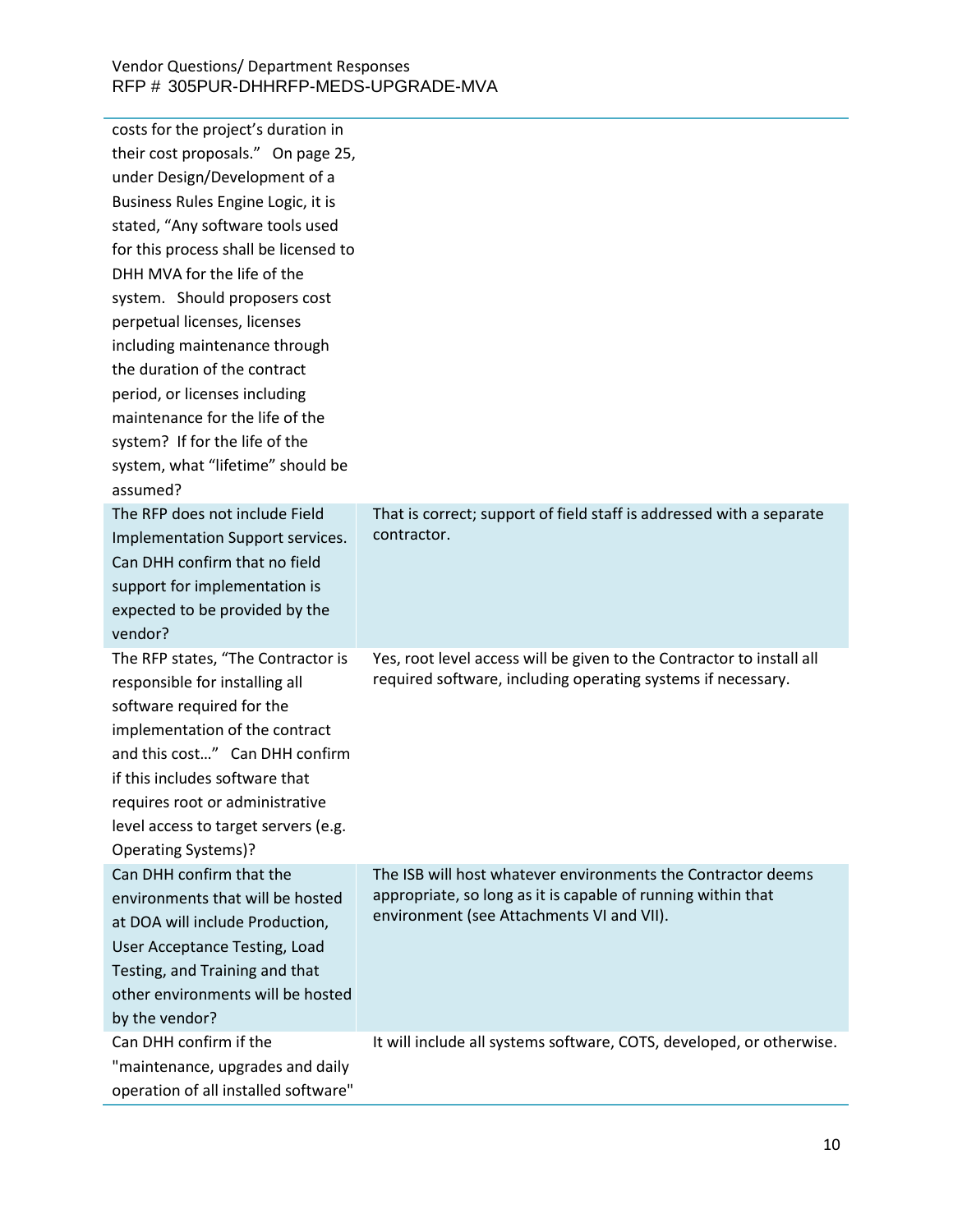| | |
|---|---|
| costs for the project's duration in their cost proposals." On page 25, under Design/Development of a Business Rules Engine Logic, it is stated, "Any software tools used for this process shall be licensed to DHH MVA for the life of the system. Should proposers cost perpetual licenses, licenses including maintenance through the duration of the contract period, or licenses including maintenance for the life of the system? If for the life of the system, what "lifetime" should be assumed? | |
| The RFP does not include Field Implementation Support services. Can DHH confirm that no field support for implementation is expected to be provided by the vendor? | That is correct; support of field staff is addressed with a separate contractor. |
| The RFP states, "The Contractor is responsible for installing all software required for the implementation of the contract and this cost…" Can DHH confirm if this includes software that requires root or administrative level access to target servers (e.g. Operating Systems)? | Yes, root level access will be given to the Contractor to install all required software, including operating systems if necessary. |
| Can DHH confirm that the environments that will be hosted at DOA will include Production, User Acceptance Testing, Load Testing, and Training and that other environments will be hosted by the vendor? | The ISB will host whatever environments the Contractor deems appropriate, so long as it is capable of running within that environment (see Attachments VI and VII). |
| Can DHH confirm if the "maintenance, upgrades and daily operation of all installed software" | It will include all systems software, COTS, developed, or otherwise. |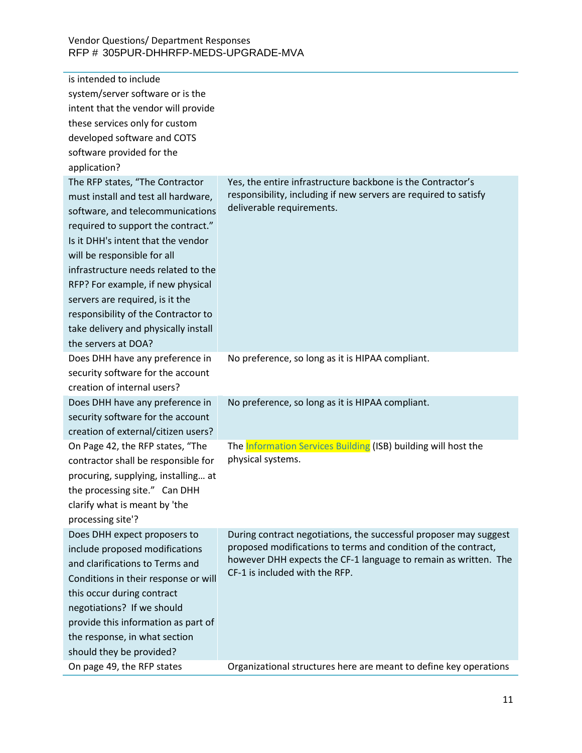| | |
|---|---|
| is intended to include system/server software or is the intent that the vendor will provide these services only for custom developed software and COTS software provided for the application? | |
| The RFP states, "The Contractor must install and test all hardware, software, and telecommunications required to support the contract." Is it DHH's intent that the vendor will be responsible for all infrastructure needs related to the RFP? For example, if new physical servers are required, is it the responsibility of the Contractor to take delivery and physically install the servers at DOA? | Yes, the entire infrastructure backbone is the Contractor's responsibility, including if new servers are required to satisfy deliverable requirements. |
| Does DHH have any preference in security software for the account creation of internal users? | No preference, so long as it is HIPAA compliant. |
| Does DHH have any preference in security software for the account creation of external/citizen users? | No preference, so long as it is HIPAA compliant. |
| On Page 42, the RFP states, "The contractor shall be responsible for procuring, supplying, installing… at the processing site." Can DHH clarify what is meant by 'the processing site'? | The Information Services Building (ISB) building will host the physical systems. |
| Does DHH expect proposers to include proposed modifications and clarifications to Terms and Conditions in their response or will this occur during contract negotiations? If we should provide this information as part of the response, in what section should they be provided? | During contract negotiations, the successful proposer may suggest proposed modifications to terms and condition of the contract, however DHH expects the CF-1 language to remain as written. The CF-1 is included with the RFP. |
| On page 49, the RFP states | Organizational structures here are meant to define key operations |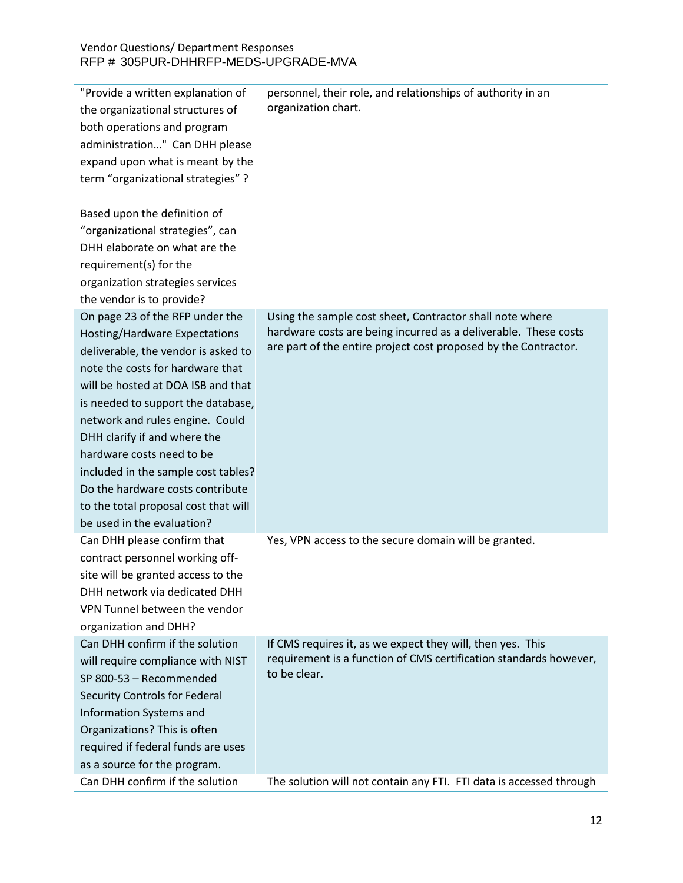| | |
|---|---|
| "Provide a written explanation of the organizational structures of both operations and program administration…" Can DHH please expand upon what is meant by the term "organizational strategies" ?<br><br>Based upon the definition of "organizational strategies", can DHH elaborate on what are the requirement(s) for the organization strategies services the vendor is to provide? | personnel, their role, and relationships of authority in an organization chart. |
| On page 23 of the RFP under the Hosting/Hardware Expectations deliverable, the vendor is asked to note the costs for hardware that will be hosted at DOA ISB and that is needed to support the database, network and rules engine. Could DHH clarify if and where the hardware costs need to be included in the sample cost tables? Do the hardware costs contribute to the total proposal cost that will be used in the evaluation? | Using the sample cost sheet, Contractor shall note where hardware costs are being incurred as a deliverable. These costs are part of the entire project cost proposed by the Contractor. |
| Can DHH please confirm that contract personnel working off-site will be granted access to the DHH network via dedicated DHH VPN Tunnel between the vendor organization and DHH? | Yes, VPN access to the secure domain will be granted. |
| Can DHH confirm if the solution will require compliance with NIST SP 800-53 – Recommended Security Controls for Federal Information Systems and Organizations? This is often required if federal funds are uses as a source for the program. | If CMS requires it, as we expect they will, then yes. This requirement is a function of CMS certification standards however, to be clear. |
| Can DHH confirm if the solution | The solution will not contain any FTI. FTI data is accessed through |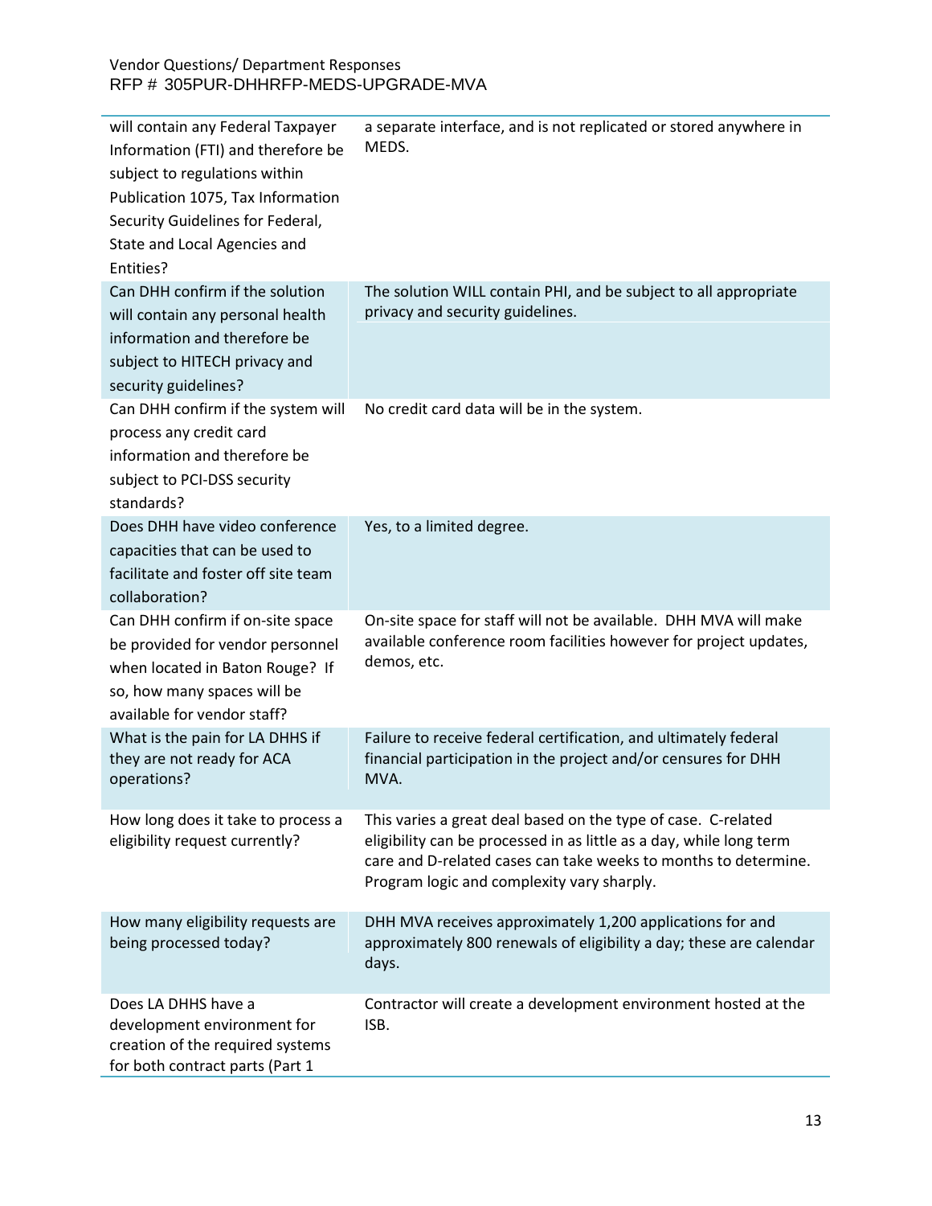| | |
|---|---|
| will contain any Federal Taxpayer Information (FTI) and therefore be subject to regulations within Publication 1075, Tax Information Security Guidelines for Federal, State and Local Agencies and Entities? | a separate interface, and is not replicated or stored anywhere in MEDS. |
| Can DHH confirm if the solution will contain any personal health information and therefore be subject to HITECH privacy and security guidelines? | The solution WILL contain PHI, and be subject to all appropriate privacy and security guidelines. |
| Can DHH confirm if the system will process any credit card information and therefore be subject to PCI-DSS security standards? | No credit card data will be in the system. |
| Does DHH have video conference capacities that can be used to facilitate and foster off site team collaboration? | Yes, to a limited degree. |
| Can DHH confirm if on-site space be provided for vendor personnel when located in Baton Rouge? If so, how many spaces will be available for vendor staff? | On-site space for staff will not be available. DHH MVA will make available conference room facilities however for project updates, demos, etc. |
| What is the pain for LA DHHS if they are not ready for ACA operations? | Failure to receive federal certification, and ultimately federal financial participation in the project and/or censures for DHH MVA. |
| How long does it take to process a eligibility request currently? | This varies a great deal based on the type of case. C-related eligibility can be processed in as little as a day, while long term care and D-related cases can take weeks to months to determine. Program logic and complexity vary sharply. |
| How many eligibility requests are being processed today? | DHH MVA receives approximately 1,200 applications for and approximately 800 renewals of eligibility a day; these are calendar days. |
| Does LA DHHS have a development environment for creation of the required systems for both contract parts (Part 1 | Contractor will create a development environment hosted at the ISB. |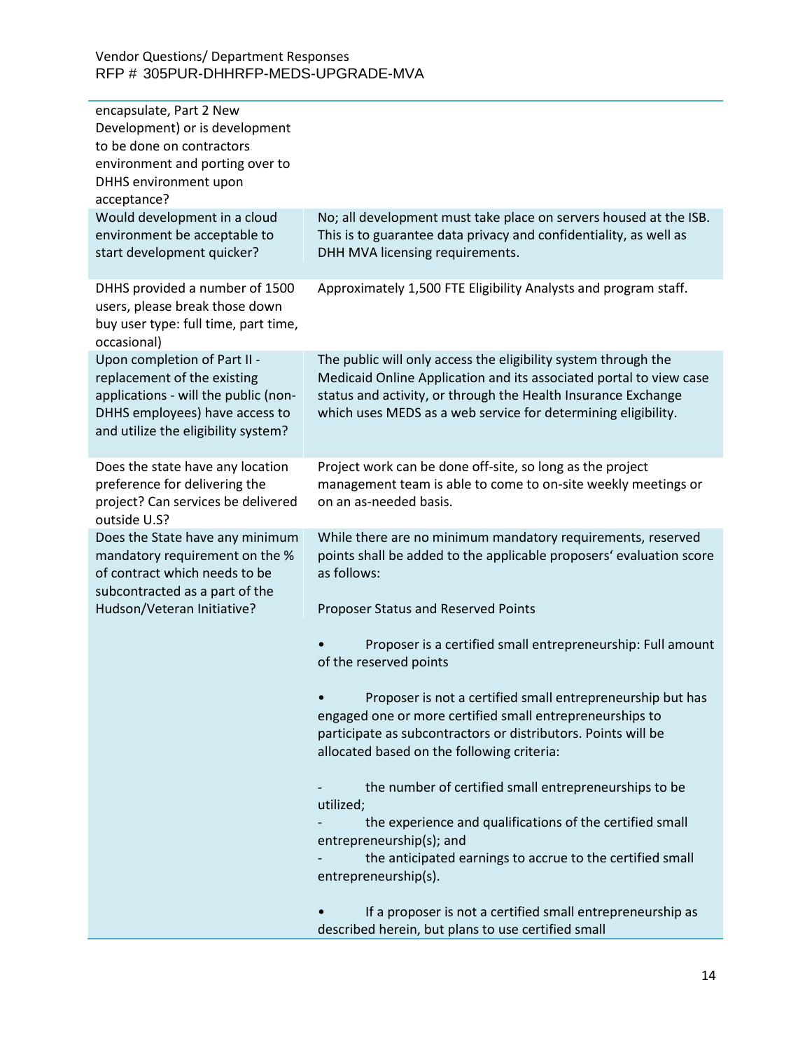| | |
|---|---|
| encapsulate, Part 2 New Development) or is development to be done on contractors environment and porting over to DHHS environment upon acceptance? | |
| Would development in a cloud environment be acceptable to start development quicker? | No; all development must take place on servers housed at the ISB. This is to guarantee data privacy and confidentiality, as well as DHH MVA licensing requirements. |
| DHHS provided a number of 1500 users, please break those down buy user type: full time, part time, occasional) | Approximately 1,500 FTE Eligibility Analysts and program staff. |
| Upon completion of Part II - replacement of the existing applications - will the public (non-DHHS employees) have access to and utilize the eligibility system? | The public will only access the eligibility system through the Medicaid Online Application and its associated portal to view case status and activity, or through the Health Insurance Exchange which uses MEDS as a web service for determining eligibility. |
| Does the state have any location preference for delivering the project? Can services be delivered outside U.S? | Project work can be done off-site, so long as the project management team is able to come to on-site weekly meetings or on an as-needed basis. |
| Does the State have any minimum mandatory requirement on the % of contract which needs to be subcontracted as a part of the Hudson/Veteran Initiative? | While there are no minimum mandatory requirements, reserved points shall be added to the applicable proposers' evaluation score as follows:<br><br>Proposer Status and Reserved Points<br><br>• Proposer is a certified small entrepreneurship: Full amount of the reserved points<br><br>• Proposer is not a certified small entrepreneurship but has engaged one or more certified small entrepreneurships to participate as subcontractors or distributors. Points will be allocated based on the following criteria:<br><br>- the number of certified small entrepreneurships to be utilized;<br>- the experience and qualifications of the certified small entrepreneurship(s); and<br>- the anticipated earnings to accrue to the certified small entrepreneurship(s).<br><br>• If a proposer is not a certified small entrepreneurship as described herein, but plans to use certified small |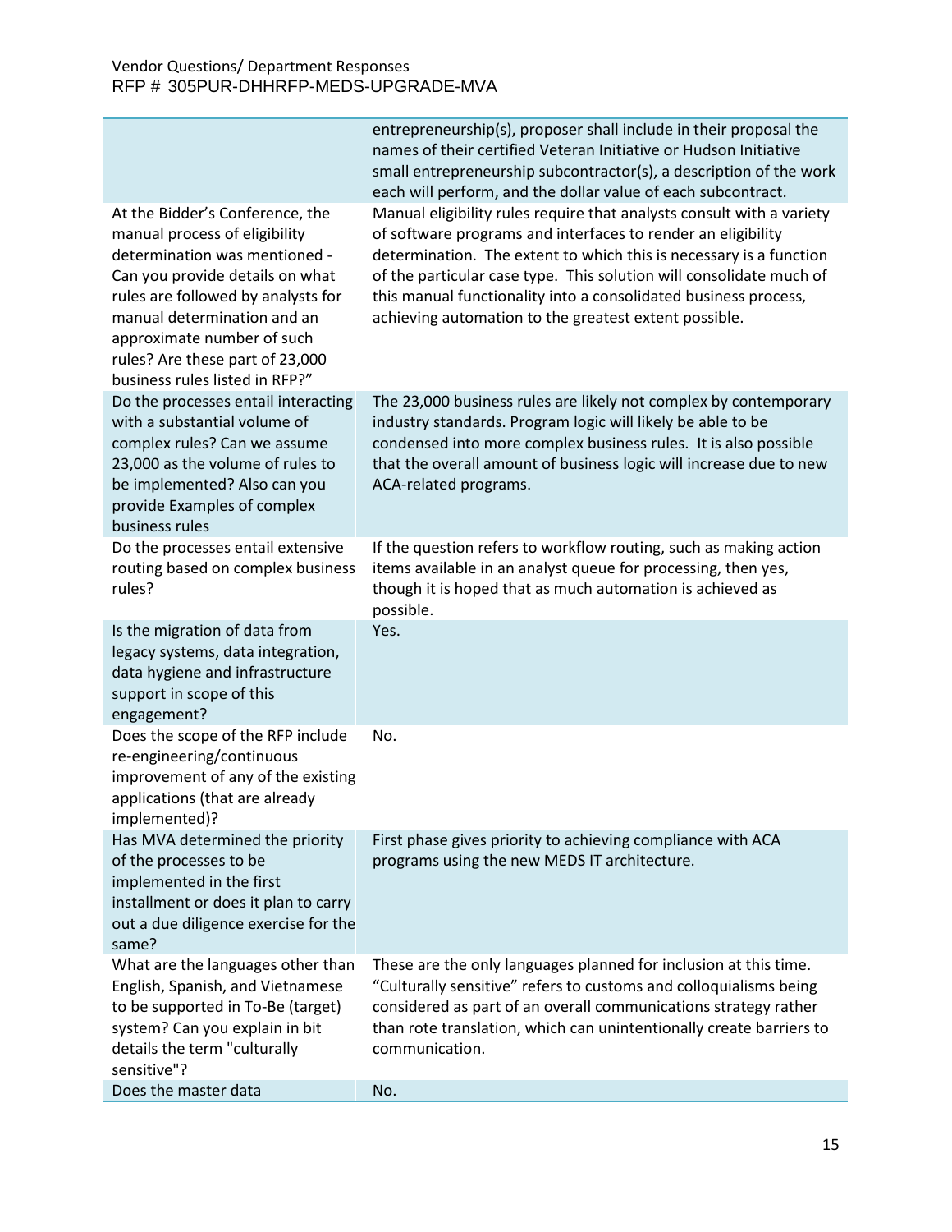| | |
|---|---|
| | entrepreneurship(s), proposer shall include in their proposal the names of their certified Veteran Initiative or Hudson Initiative small entrepreneurship subcontractor(s), a description of the work each will perform, and the dollar value of each subcontract. |
| At the Bidder's Conference, the manual process of eligibility determination was mentioned - Can you provide details on what rules are followed by analysts for manual determination and an approximate number of such rules? Are these part of 23,000 business rules listed in RFP?" | Manual eligibility rules require that analysts consult with a variety of software programs and interfaces to render an eligibility determination. The extent to which this is necessary is a function of the particular case type. This solution will consolidate much of this manual functionality into a consolidated business process, achieving automation to the greatest extent possible. |
| Do the processes entail interacting with a substantial volume of complex rules? Can we assume 23,000 as the volume of rules to be implemented? Also can you provide Examples of complex business rules | The 23,000 business rules are likely not complex by contemporary industry standards. Program logic will likely be able to be condensed into more complex business rules. It is also possible that the overall amount of business logic will increase due to new ACA-related programs. |
| Do the processes entail extensive routing based on complex business rules? | If the question refers to workflow routing, such as making action items available in an analyst queue for processing, then yes, though it is hoped that as much automation is achieved as possible. |
| Is the migration of data from legacy systems, data integration, data hygiene and infrastructure support in scope of this engagement? | Yes. |
| Does the scope of the RFP include re-engineering/continuous improvement of any of the existing applications (that are already implemented)? | No. |
| Has MVA determined the priority of the processes to be implemented in the first installment or does it plan to carry out a due diligence exercise for the same? | First phase gives priority to achieving compliance with ACA programs using the new MEDS IT architecture. |
| What are the languages other than English, Spanish, and Vietnamese to be supported in To-Be (target) system? Can you explain in bit details the term "culturally sensitive"? | These are the only languages planned for inclusion at this time. "Culturally sensitive" refers to customs and colloquialisms being considered as part of an overall communications strategy rather than rote translation, which can unintentionally create barriers to communication. |
| Does the master data | No. |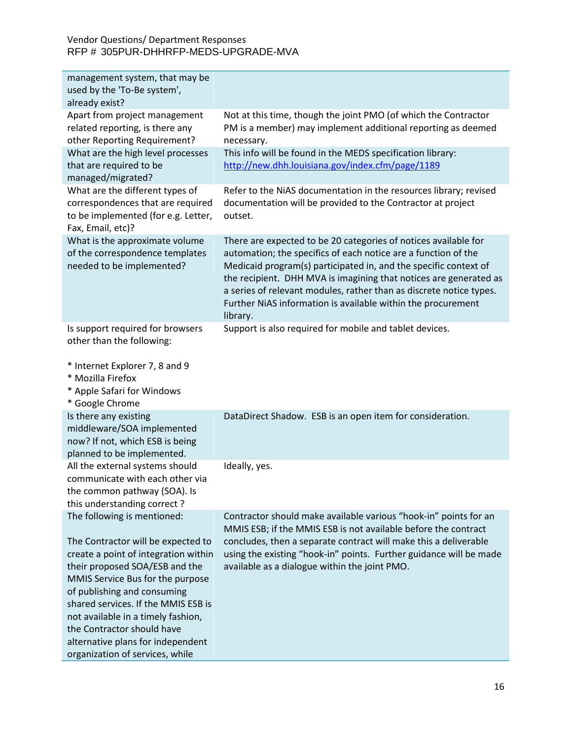| | |
|---|---|
| management system, that may be used by the 'To-Be system', already exist? | |
| Apart from project management related reporting, is there any other Reporting Requirement? | Not at this time, though the joint PMO (of which the Contractor PM is a member) may implement additional reporting as deemed necessary. |
| What are the high level processes that are required to be managed/migrated? | This info will be found in the MEDS specification library: http://new.dhh.louisiana.gov/index.cfm/page/1189 |
| What are the different types of correspondences that are required to be implemented (for e.g. Letter, Fax, Email, etc)? | Refer to the NiAS documentation in the resources library; revised documentation will be provided to the Contractor at project outset. |
| What is the approximate volume of the correspondence templates needed to be implemented? | There are expected to be 20 categories of notices available for automation; the specifics of each notice are a function of the Medicaid program(s) participated in, and the specific context of the recipient. DHH MVA is imagining that notices are generated as a series of relevant modules, rather than as discrete notice types. Further NiAS information is available within the procurement library. |
| Is support required for browsers other than the following:<br><br>* Internet Explorer 7, 8 and 9<br>* Mozilla Firefox<br>* Apple Safari for Windows<br>* Google Chrome | Support is also required for mobile and tablet devices. |
| Is there any existing middleware/SOA implemented now? If not, which ESB is being planned to be implemented. | DataDirect Shadow. ESB is an open item for consideration. |
| All the external systems should communicate with each other via the common pathway (SOA). Is this understanding correct ? | Ideally, yes. |
| The following is mentioned:<br><br>The Contractor will be expected to create a point of integration within their proposed SOA/ESB and the MMIS Service Bus for the purpose of publishing and consuming shared services. If the MMIS ESB is not available in a timely fashion, the Contractor should have alternative plans for independent organization of services, while | Contractor should make available various "hook-in" points for an MMIS ESB; if the MMIS ESB is not available before the contract concludes, then a separate contract will make this a deliverable using the existing "hook-in" points. Further guidance will be made available as a dialogue within the joint PMO. |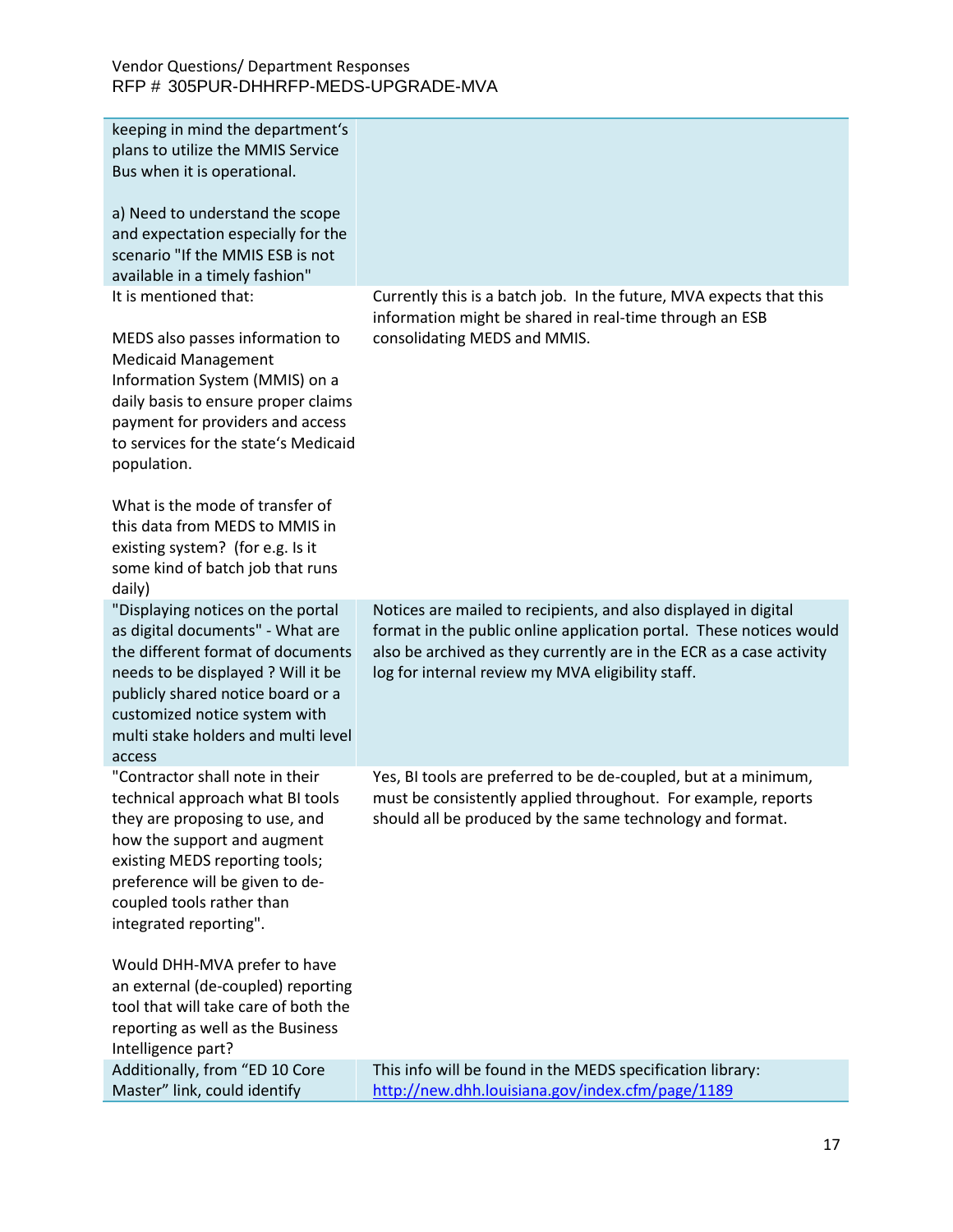| Vendor Question | Department Response |
|---|---|
| keeping in mind the department's plans to utilize the MMIS Service Bus when it is operational.<br><br>a) Need to understand the scope and expectation especially for the scenario "If the MMIS ESB is not available in a timely fashion" | |
| It is mentioned that:<br><br>MEDS also passes information to Medicaid Management Information System (MMIS) on a daily basis to ensure proper claims payment for providers and access to services for the state's Medicaid population.<br><br>What is the mode of transfer of this data from MEDS to MMIS in existing system? (for e.g. Is it some kind of batch job that runs daily) | Currently this is a batch job. In the future, MVA expects that this information might be shared in real-time through an ESB consolidating MEDS and MMIS. |
| "Displaying notices on the portal as digital documents" - What are the different format of documents needs to be displayed ? Will it be publicly shared notice board or a customized notice system with multi stake holders and multi level access | Notices are mailed to recipients, and also displayed in digital format in the public online application portal. These notices would also be archived as they currently are in the ECR as a case activity log for internal review my MVA eligibility staff. |
| "Contractor shall note in their technical approach what BI tools they are proposing to use, and how the support and augment existing MEDS reporting tools; preference will be given to de-coupled tools rather than integrated reporting".<br><br>Would DHH-MVA prefer to have an external (de-coupled) reporting tool that will take care of both the reporting as well as the Business Intelligence part? | Yes, BI tools are preferred to be de-coupled, but at a minimum, must be consistently applied throughout. For example, reports should all be produced by the same technology and format. |
| Additionally, from "ED 10 Core Master" link, could identify | This info will be found in the MEDS specification library: [http://new.dhh.louisiana.gov/index.cfm/page/1189](http://new.dhh.louisiana.gov/index.cfm/page/1189) |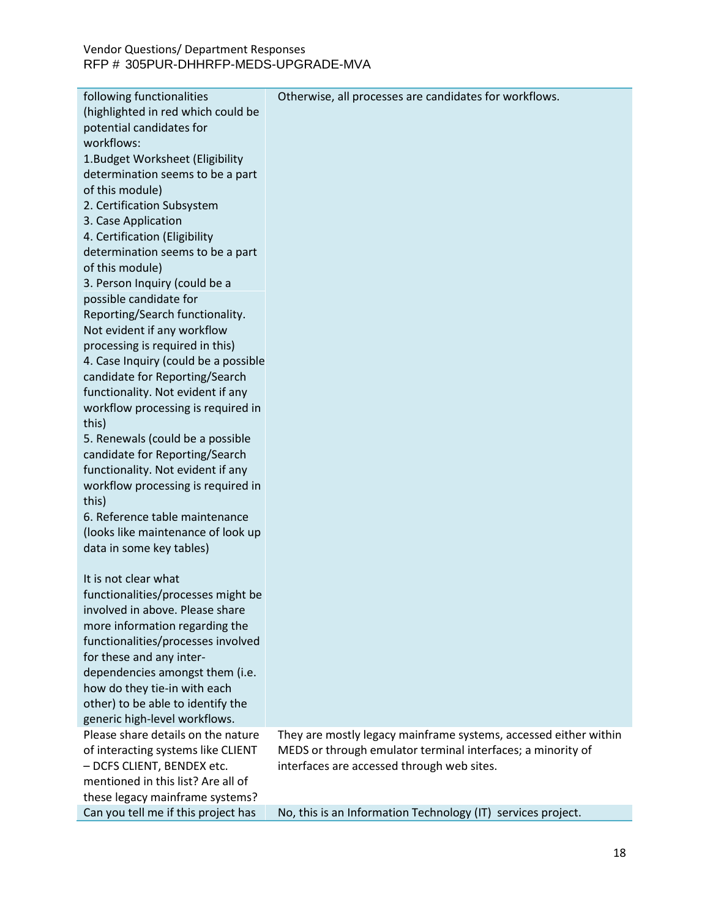| | |
|---|---|
| following functionalities (highlighted in red which could be potential candidates for workflows:<br>1.Budget Worksheet (Eligibility determination seems to be a part of this module)<br>2. Certification Subsystem<br>3. Case Application<br>4. Certification (Eligibility determination seems to be a part of this module)<br>3. Person Inquiry (could be a possible candidate for Reporting/Search functionality. Not evident if any workflow processing is required in this)<br>4. Case Inquiry (could be a possible candidate for Reporting/Search functionality. Not evident if any workflow processing is required in this)<br>5. Renewals (could be a possible candidate for Reporting/Search functionality. Not evident if any workflow processing is required in this)<br>6. Reference table maintenance (looks like maintenance of look up data in some key tables)<br><br>It is not clear what functionalities/processes might be involved in above. Please share more information regarding the functionalities/processes involved for these and any inter-dependencies amongst them (i.e. how do they tie-in with each other) to be able to identify the generic high-level workflows. | Otherwise, all processes are candidates for workflows. |
| Please share details on the nature of interacting systems like CLIENT – DCFS CLIENT, BENDEX etc. mentioned in this list? Are all of these legacy mainframe systems? | They are mostly legacy mainframe systems, accessed either within MEDS or through emulator terminal interfaces; a minority of interfaces are accessed through web sites. |
| Can you tell me if this project has | No, this is an Information Technology (IT) services project. |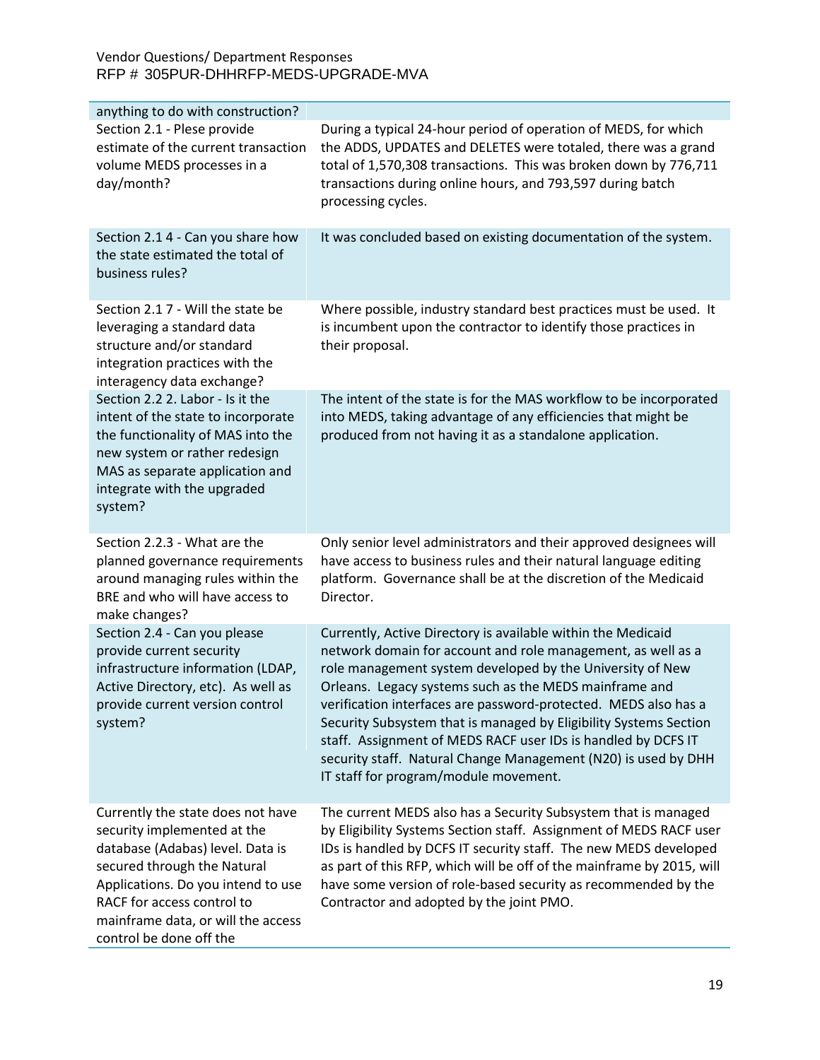| | |
|---|---|
| anything to do with construction? | |
| Section 2.1 - Plese provide estimate of the current transaction volume MEDS processes in a day/month? | During a typical 24-hour period of operation of MEDS, for which the ADDS, UPDATES and DELETES were totaled, there was a grand total of 1,570,308 transactions. This was broken down by 776,711 transactions during online hours, and 793,597 during batch processing cycles. |
| Section 2.1 4 - Can you share how the state estimated the total of business rules? | It was concluded based on existing documentation of the system. |
| Section 2.1 7 - Will the state be leveraging a standard data structure and/or standard integration practices with the interagency data exchange? | Where possible, industry standard best practices must be used. It is incumbent upon the contractor to identify those practices in their proposal. |
| Section 2.2 2. Labor - Is it the intent of the state to incorporate the functionality of MAS into the new system or rather redesign MAS as separate application and integrate with the upgraded system? | The intent of the state is for the MAS workflow to be incorporated into MEDS, taking advantage of any efficiencies that might be produced from not having it as a standalone application. |
| Section 2.2.3 - What are the planned governance requirements around managing rules within the BRE and who will have access to make changes? | Only senior level administrators and their approved designees will have access to business rules and their natural language editing platform. Governance shall be at the discretion of the Medicaid Director. |
| Section 2.4 - Can you please provide current security infrastructure information (LDAP, Active Directory, etc). As well as provide current version control system? | Currently, Active Directory is available within the Medicaid network domain for account and role management, as well as a role management system developed by the University of New Orleans. Legacy systems such as the MEDS mainframe and verification interfaces are password-protected. MEDS also has a Security Subsystem that is managed by Eligibility Systems Section staff. Assignment of MEDS RACF user IDs is handled by DCFS IT security staff. Natural Change Management (N20) is used by DHH IT staff for program/module movement. |
| Currently the state does not have security implemented at the database (Adabas) level. Data is secured through the Natural Applications. Do you intend to use RACF for access control to mainframe data, or will the access control be done off the | The current MEDS also has a Security Subsystem that is managed by Eligibility Systems Section staff. Assignment of MEDS RACF user IDs is handled by DCFS IT security staff. The new MEDS developed as part of this RFP, which will be off of the mainframe by 2015, will have some version of role-based security as recommended by the Contractor and adopted by the joint PMO. |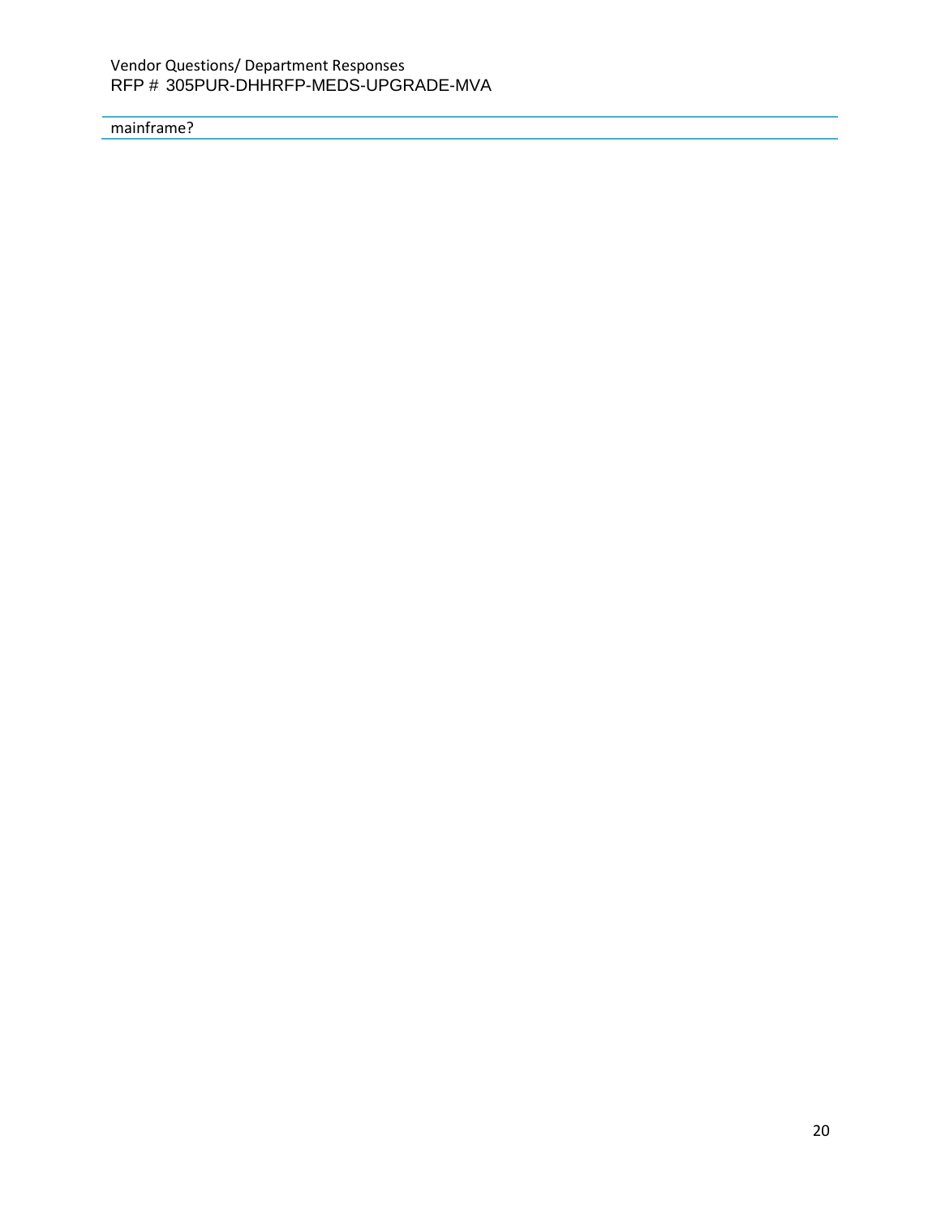mainframe?